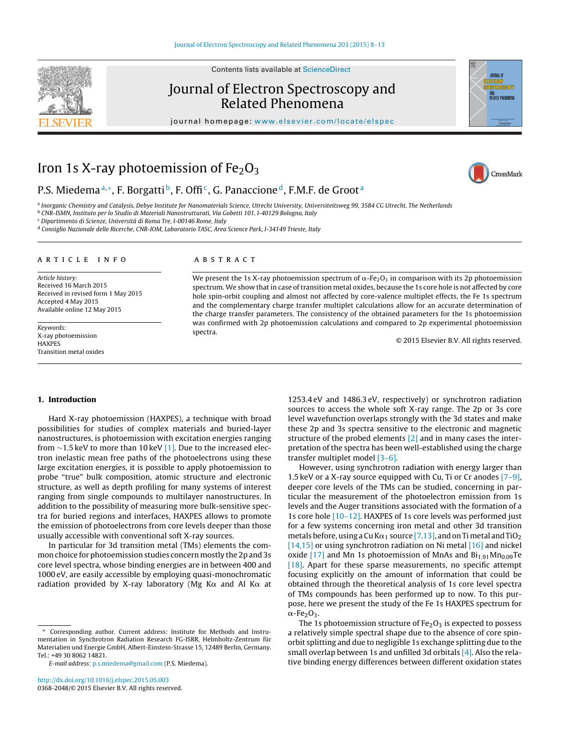# Iron 1s X-ray photoemission of $Fe_2O_3$

P.S. Miedema [a,*], F. Borgatti [b], F. Offi [c], G. Panaccione [d], F.M.F. de Groot [a]

[a] Inorganic Chemistry and Catalysis, Debye Institute for Nanomaterials Science, Utrecht University, Universiteitsweg 99, 3584 CG Utrecht, The Netherlands
[b] CNR-ISMN, Instituto per lo Studio di Materiali Nanostrutturati, Via Gobetti 101, I-40129 Bologna, Italy
[c] Dipartimento di Scienze, Università di Roma Tre, I-00146 Rome, Italy
[d] Consiglio Nazionale delle Ricerche, CNR-IOM, Laboratorio TASC, Area Science Park, I-34149 Trieste, Italy

**ARTICLE INFO**

*Article history:*
Received 16 March 2015
Received in revised form 1 May 2015
Accepted 4 May 2015
Available online 12 May 2015

*Keywords:*
X-ray photoemission
HAXPES
Transition metal oxides

**ABSTRACT**

We present the 1s X-ray photoemission spectrum of $\alpha$-$Fe_2O_3$ in comparison with its 2p photoemission spectrum. We show that in case of transition metal oxides, because the 1s core hole is not affected by core hole spin-orbit coupling and almost not affected by core-valence multiplet effects, the Fe 1s spectrum and the complementary charge transfer multiplet calculations allow for an accurate determination of the charge transfer parameters. The consistency of the obtained parameters for the 1s photoemission was confirmed with 2p photoemission calculations and compared to 2p experimental photoemission spectra.

© 2015 Elsevier B.V. All rights reserved.

## 1. Introduction

Hard X-ray photoemission (HAXPES), a technique with broad possibilities for studies of complex materials and buried-layer nanostructures, is photoemission with excitation energies ranging from ~1.5 keV to more than 10 keV [1]. Due to the increased electron inelastic mean free paths of the photoelectrons using these large excitation energies, it is possible to apply photoemission to probe "true" bulk composition, atomic structure and electronic structure, as well as depth profiling for many systems of interest ranging from single compounds to multilayer nanostructures. In addition to the possibility of measuring more bulk-sensitive spectra for buried regions and interfaces, HAXPES allows to promote the emission of photoelectrons from core levels deeper than those usually accessible with conventional soft X-ray sources.

In particular for 3d transition metal (TMs) elements the common choice for photoemission studies concern mostly the 2p and 3s core level spectra, whose binding energies are in between 400 and 1000 eV, are easily accessible by employing quasi-monochromatic radiation provided by X-ray laboratory (Mg K$\alpha$ and Al K$\alpha$ at 1253.4 eV and 1486.3 eV, respectively) or synchrotron radiation sources to access the whole soft X-ray range. The 2p or 3s core level wavefunction overlaps strongly with the 3d states and make these 2p and 3s spectra sensitive to the electronic and magnetic structure of the probed elements [2] and in many cases the interpretation of the spectra has been well-established using the charge transfer multiplet model [3–6].

However, using synchrotron radiation with energy larger than 1.5 keV or a X-ray source equipped with Cu, Ti or Cr anodes [7–9], deeper core levels of the TMs can be studied, concerning in particular the measurement of the photoelectron emission from 1s levels and the Auger transitions associated with the formation of a 1s core hole [10–12]. HAXPES of 1s core levels was performed just for a few systems concerning iron metal and other 3d transition metals before, using a Cu K$\alpha_1$ source [7,13], and on Ti metal and $TiO_2$ [14,15] or using synchrotron radiation on Ni metal [16] and nickel oxide [17] and Mn 1s photoemission of MnAs and $Bi_{1.91}Mn_{0.09}Te$ [18]. Apart for these sparse measurements, no specific attempt focusing explicitly on the amount of information that could be obtained through the theoretical analysis of 1s core level spectra of TMs compounds has been performed up to now. To this purpose, here we present the study of the Fe 1s HAXPES spectrum for $\alpha$-$Fe_2O_3$.

The 1s photoemission structure of $Fe_2O_3$ is expected to possess a relatively simple spectral shape due to the absence of core spin-orbit splitting and due to negligible 1s exchange splitting due to the small overlap between 1s and unfilled 3d orbitals [4]. Also the relative binding energy differences between different oxidation states

---

* Corresponding author. Current address: Institute for Methods and Instrumentation in Synchrotron Radiation Research FG-ISRR, Helmholtz-Zentrum für Materialien und Energie GmbH, Albert-Einstein-Strasse 15, 12489 Berlin, Germany. Tel.: +49 30 8062 14821.
E-mail address: p.s.miedema@gmail.com (P.S. Miedema).

http://dx.doi.org/10.1016/j.elspec.2015.05.003
0368-2048/© 2015 Elsevier B.V. All rights reserved.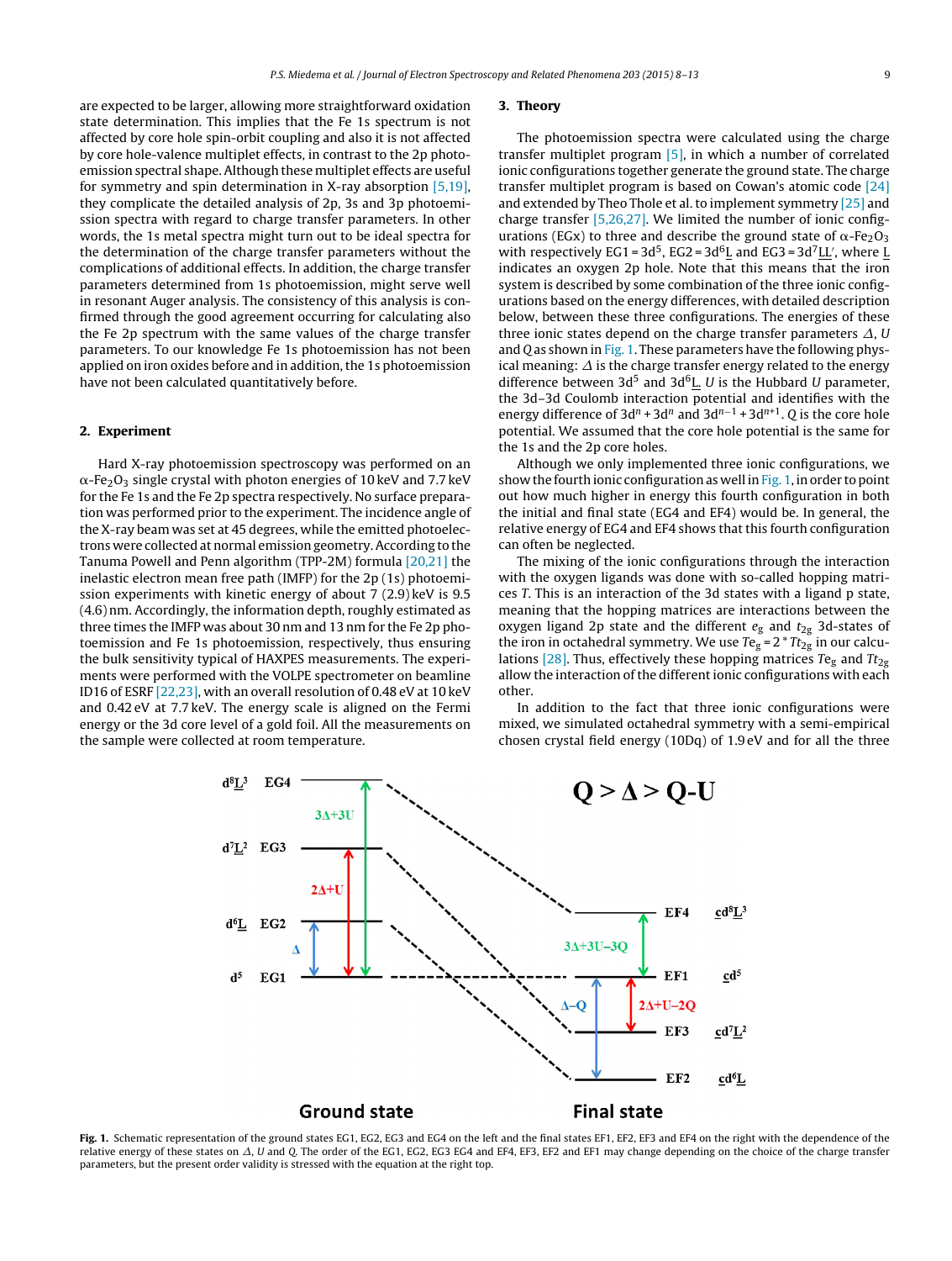are expected to be larger, allowing more straightforward oxidation state determination. This implies that the Fe 1s spectrum is not affected by core hole spin-orbit coupling and also it is not affected by core hole-valence multiplet effects, in contrast to the 2p photoemission spectral shape. Although these multiplet effects are useful for symmetry and spin determination in X-ray absorption [5,19], they complicate the detailed analysis of 2p, 3s and 3p photoemission spectra with regard to charge transfer parameters. In other words, the 1s metal spectra might turn out to be ideal spectra for the determination of the charge transfer parameters without the complications of additional effects. In addition, the charge transfer parameters determined from 1s photoemission, might serve well in resonant Auger analysis. The consistency of this analysis is confirmed through the good agreement occurring for calculating also the Fe 2p spectrum with the same values of the charge transfer parameters. To our knowledge Fe 1s photoemission has not been applied on iron oxides before and in addition, the 1s photoemission have not been calculated quantitatively before.

## 2. Experiment

Hard X-ray photoemission spectroscopy was performed on an α-$Fe_2O_3$ single crystal with photon energies of 10 keV and 7.7 keV for the Fe 1s and the Fe 2p spectra respectively. No surface preparation was performed prior to the experiment. The incidence angle of the X-ray beam was set at 45 degrees, while the emitted photoelectrons were collected at normal emission geometry. According to the Tanuma Powell and Penn algorithm (TPP-2M) formula [20,21] the inelastic electron mean free path (IMFP) for the 2p (1s) photoemission experiments with kinetic energy of about 7 (2.9) keV is 9.5 (4.6) nm. Accordingly, the information depth, roughly estimated as three times the IMFP was about 30 nm and 13 nm for the Fe 2p photoemission and Fe 1s photoemission, respectively, thus ensuring the bulk sensitivity typical of HAXPES measurements. The experiments were performed with the VOLPE spectrometer on beamline ID16 of ESRF [22,23], with an overall resolution of 0.48 eV at 10 keV and 0.42 eV at 7.7 keV. The energy scale is aligned on the Fermi energy or the 3d core level of a gold foil. All the measurements on the sample were collected at room temperature.

## 3. Theory

The photoemission spectra were calculated using the charge transfer multiplet program [5], in which a number of correlated ionic configurations together generate the ground state. The charge transfer multiplet program is based on Cowan's atomic code [24] and extended by Theo Thole et al. to implement symmetry [25] and charge transfer [5,26,27]. We limited the number of ionic configurations (EGx) to three and describe the ground state of α-$Fe_2O_3$ with respectively EG1 = $3d^5$, EG2 = $3d^6\underline{L}$ and EG3 = $3d^7\underline{L}\underline{L}'$, where $\underline{L}$ indicates an oxygen 2p hole. Note that this means that the iron system is described by some combination of the three ionic configurations based on the energy differences, with detailed description below, between these three configurations. The energies of these three ionic states depend on the charge transfer parameters $\Delta$, $U$ and $Q$ as shown in Fig. 1. These parameters have the following physical meaning: $\Delta$ is the charge transfer energy related to the energy difference between $3d^5$ and $3d^6\underline{L}$. $U$ is the Hubbard $U$ parameter, the 3d–3d Coulomb interaction potential and identifies with the energy difference of $3d^n + 3d^n$ and $3d^{n-1} + 3d^{n+1}$. $Q$ is the core hole potential. We assumed that the core hole potential is the same for the 1s and the 2p core holes.

Although we only implemented three ionic configurations, we show the fourth ionic configuration as well in Fig. 1, in order to point out how much higher in energy this fourth configuration in both the initial and final state (EG4 and EF4) would be. In general, the relative energy of EG4 and EF4 shows that this fourth configuration can often be neglected.

The mixing of the ionic configurations through the interaction with the oxygen ligands was done with so-called hopping matrices $T$. This is an interaction of the 3d states with a ligand p state, meaning that the hopping matrices are interactions between the oxygen ligand 2p state and the different $e_g$ and $t_{2g}$ 3d-states of the iron in octahedral symmetry. We use $Te_g = 2 * Tt_{2g}$ in our calculations [28]. Thus, effectively these hopping matrices $Te_g$ and $Tt_{2g}$ allow the interaction of the different ionic configurations with each other.

In addition to the fact that three ionic configurations were mixed, we simulated octahedral symmetry with a semi-empirical chosen crystal field energy (10Dq) of 1.9 eV and for all the three

**Fig. 1.** Schematic representation of the ground states EG1, EG2, EG3 and EG4 on the left and the final states EF1, EF2, EF3 and EF4 on the right with the dependence of the relative energy of these states on $\Delta$, $U$ and $Q$. The order of the EG1, EG2, EG3 EG4 and EF4, EF3, EF2 and EF1 may change depending on the choice of the charge transfer parameters, but the present order validity is stressed with the equation at the right top.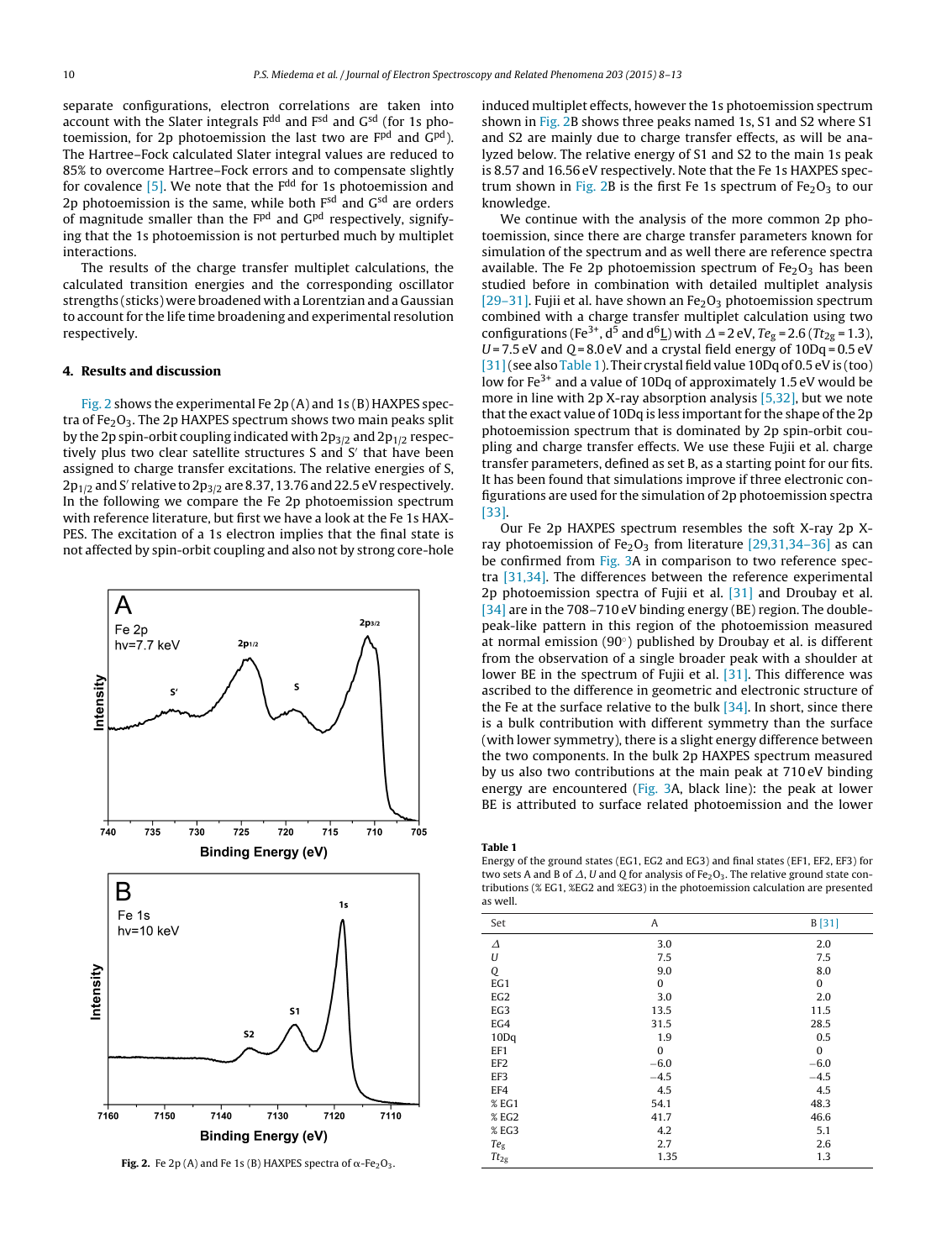separate configurations, electron correlations are taken into account with the Slater integrals $F^{dd}$ and $F^{sd}$ and $G^{sd}$ (for 1s photoemission, for 2p photoemission the last two are $F^{pd}$ and $G^{pd}$). The Hartree–Fock calculated Slater integral values are reduced to 85% to overcome Hartree–Fock errors and to compensate slightly for covalence [5]. We note that the $F^{dd}$ for 1s photoemission and 2p photoemission is the same, while both $F^{sd}$ and $G^{sd}$ are orders of magnitude smaller than the $F^{pd}$ and $G^{pd}$ respectively, signifying that the 1s photoemission is not perturbed much by multiplet interactions.

The results of the charge transfer multiplet calculations, the calculated transition energies and the corresponding oscillator strengths (sticks) were broadened with a Lorentzian and a Gaussian to account for the life time broadening and experimental resolution respectively.

## 4. Results and discussion

Fig. 2 shows the experimental Fe 2p (A) and 1s (B) HAXPES spectra of $Fe_2O_3$. The 2p HAXPES spectrum shows two main peaks split by the 2p spin-orbit coupling indicated with $2p_{3/2}$ and $2p_{1/2}$ respectively plus two clear satellite structures S and S′ that have been assigned to charge transfer excitations. The relative energies of S, $2p_{1/2}$ and S′ relative to $2p_{3/2}$ are 8.37, 13.76 and 22.5 eV respectively. In the following we compare the Fe 2p photoemission spectrum with reference literature, but first we have a look at the Fe 1s HAXPES. The excitation of a 1s electron implies that the final state is not affected by spin-orbit coupling and also not by strong core-hole induced multiplet effects, however the 1s photoemission spectrum shown in Fig. 2B shows three peaks named 1s, S1 and S2 where S1 and S2 are mainly due to charge transfer effects, as will be analyzed below. The relative energy of S1 and S2 to the main 1s peak is 8.57 and 16.56 eV respectively. Note that the Fe 1s HAXPES spectrum shown in Fig. 2B is the first Fe 1s spectrum of $Fe_2O_3$ to our knowledge.

Fig. 2. Fe 2p (A) and Fe 1s (B) HAXPES spectra of α-$Fe_2O_3$.

We continue with the analysis of the more common 2p photoemission, since there are charge transfer parameters known for simulation of the spectrum and as well there are reference spectra available. The Fe 2p photoemission spectrum of $Fe_2O_3$ has been studied before in combination with detailed multiplet analysis [29–31]. Fujii et al. have shown an $Fe_2O_3$ photoemission spectrum combined with a charge transfer multiplet calculation using two configurations ($Fe^{3+}$, $d^5$ and $d^6\underline{L}$) with $\Delta = 2$ eV, $Te_g = 2.6$ ($Tt_{2g} = 1.3$), $U = 7.5$ eV and $Q = 8.0$ eV and a crystal field energy of 10Dq = 0.5 eV [31] (see also Table 1). Their crystal field value 10Dq of 0.5 eV is (too) low for $Fe^{3+}$ and a value of 10Dq of approximately 1.5 eV would be more in line with 2p X-ray absorption analysis [5,32], but we note that the exact value of 10Dq is less important for the shape of the 2p photoemission spectrum that is dominated by 2p spin-orbit coupling and charge transfer effects. We use these Fujii et al. charge transfer parameters, defined as set B, as a starting point for our fits. It has been found that simulations improve if three electronic configurations are used for the simulation of 2p photoemission spectra [33].

Our Fe 2p HAXPES spectrum resembles the soft X-ray 2p X-ray photoemission of $Fe_2O_3$ from literature [29,31,34–36] as can be confirmed from Fig. 3A in comparison to two reference spectra [31,34]. The differences between the reference experimental 2p photoemission spectra of Fujii et al. [31] and Droubay et al. [34] are in the 708–710 eV binding energy (BE) region. The double-peak-like pattern in this region of the photoemission measured at normal emission (90°) published by Droubay et al. is different from the observation of a single broader peak with a shoulder at lower BE in the spectrum of Fujii et al. [31]. This difference was ascribed to the difference in geometric and electronic structure of the Fe at the surface relative to the bulk [34]. In short, since there is a bulk contribution with different symmetry than the surface (with lower symmetry), there is a slight energy difference between the two components. In the bulk 2p HAXPES spectrum measured by us also two contributions at the main peak at 710 eV binding energy are encountered (Fig. 3A, black line): the peak at lower BE is attributed to surface related photoemission and the lower

**Table 1**
Energy of the ground states (EG1, EG2 and EG3) and final states (EF1, EF2, EF3) for two sets A and B of $\Delta$, $U$ and $Q$ for analysis of $Fe_2O_3$. The relaxed ground state contributions (% EG1, %EG2 and %EG3) in the photoemission calculation are presented as well.

| Set | A | B [31] |
|---|---|---|
| $\Delta$ | 3.0 | 2.0 |
| $U$ | 7.5 | 7.5 |
| $Q$ | 9.0 | 8.0 |
| EG1 | 0 | 0 |
| EG2 | 3.0 | 2.0 |
| EG3 | 13.5 | 11.5 |
| EG4 | 31.5 | 28.5 |
| 10Dq | 1.9 | 0.5 |
| EF1 | 0 | 0 |
| EF2 | −6.0 | −6.0 |
| EF3 | −4.5 | −4.5 |
| EF4 | 4.5 | 4.5 |
| % EG1 | 54.1 | 48.3 |
| % EG2 | 41.7 | 46.6 |
| % EG3 | 4.2 | 5.1 |
| $Te_g$ | 2.7 | 2.6 |
| $Tt_{2g}$ | 1.35 | 1.3 |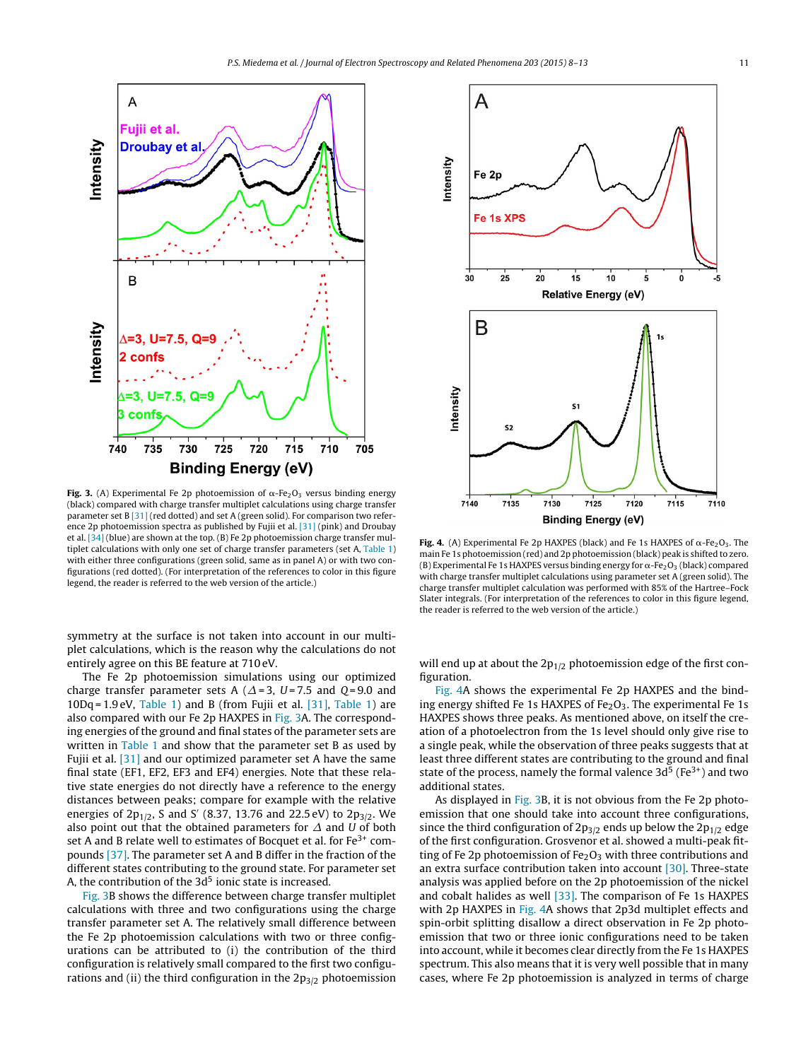Fig. 3. (A) Experimental Fe 2p photoemission of $\alpha$-$Fe_2O_3$ versus binding energy (black) compared with charge transfer multiplet calculations using charge transfer parameter set B [31] (red dotted) and set A (green solid). For comparison two reference 2p photoemission spectra as published by Fujii et al. [31] (pink) and Droubay et al. [34] (blue) are shown at the top. (B) Fe 2p photoemission charge transfer multiplet calculations with only one set of charge transfer parameters (set A, Table 1) with either three configurations (green solid, same as in panel A) or with two configurations (red dotted). (For interpretation of the references to color in this figure legend, the reader is referred to the web version of the article.)

Fig. 4. (A) Experimental Fe 2p HAXPES (black) and Fe 1s HAXPES of $\alpha$-$Fe_2O_3$. The main Fe 1s photoemission (red) and 2p photoemission (black) peak is shifted to zero. (B) Experimental Fe 1s HAXPES versus binding energy for $\alpha$-$Fe_2O_3$ (black) compared with charge transfer multiplet calculations using parameter set A (green solid). The charge transfer multiplet calculation was performed with 85% of the Hartree–Fock Slater integrals. (For interpretation of the references to color in this figure legend, the reader is referred to the web version of the article.)

symmetry at the surface is not taken into account in our multiplet calculations, which is the reason why the calculations do not entirely agree on this BE feature at 710 eV.

The Fe 2p photoemission simulations using our optimized charge transfer parameter sets A ($\Delta$ = 3, $U$ = 7.5 and $Q$ = 9.0 and 10Dq = 1.9 eV, Table 1) and B (from Fujii et al. [31], Table 1) are also compared with our Fe 2p HAXPES in Fig. 3A. The corresponding energies of the ground and final states of the parameter sets are written in Table 1 and show that the parameter set B as used by Fujii et al. [31] and our optimized parameter set A have the same final state (EF1, EF2, EF3 and EF4) energies. Note that these relative state energies do not directly have a reference to the energy distances between peaks; compare for example with the relative energies of $2p_{1/2}$, S and S′ (8.37, 13.76 and 22.5 eV) to $2p_{3/2}$. We also point out that the obtained parameters for $\Delta$ and $U$ of both set A and B relate well to estimates of Bocquet et al. for $Fe^{3+}$ compounds [37]. The parameter set A and B differ in the fraction of the different states contributing to the ground state. For parameter set A, the contribution of the $3d^5$ ionic state is increased.

Fig. 3B shows the difference between charge transfer multiplet calculations with three and two configurations using the charge transfer parameter set A. The relatively small difference between the Fe 2p photoemission calculations with two or three configurations can be attributed to (i) the contribution of the third configuration is relatively small compared to the first two configurations and (ii) the third configuration in the $2p_{3/2}$ photoemission will end up at about the $2p_{1/2}$ photoemission edge of the first configuration.

Fig. 4A shows the experimental Fe 2p HAXPES and the binding energy shifted Fe 1s HAXPES of $Fe_2O_3$. The experimental Fe 1s HAXPES shows three peaks. As mentioned above, on itself the creation of a photoelectron from the 1s level should only give rise to a single peak, while the observation of three peaks suggests that at least three different states are contributing to the ground and final state of the process, namely the formal valence $3d^5$ ($Fe^{3+}$) and two additional states.

As displayed in Fig. 3B, it is not obvious from the Fe 2p photoemission that one should take into account three configurations, since the third configuration of $2p_{3/2}$ ends up below the $2p_{1/2}$ edge of the first configuration. Grosvenor et al. showed a multi-peak fitting of Fe 2p photoemission of $Fe_2O_3$ with three contributions and an extra surface contribution taken into account [30]. Three-state analysis was applied before on the 2p photoemission of the nickel and cobalt halides as well [33]. The comparison of Fe 1s HAXPES with 2p HAXPES in Fig. 4A shows that 2p3d multiplet effects and spin-orbit splitting disallow a direct observation in Fe 2p photoemission that two or three ionic configurations need to be taken into account, while it becomes clear directly from the Fe 1s HAXPES spectrum. This also means that it is very well possible that in many cases, where Fe 2p photoemission is analyzed in terms of charge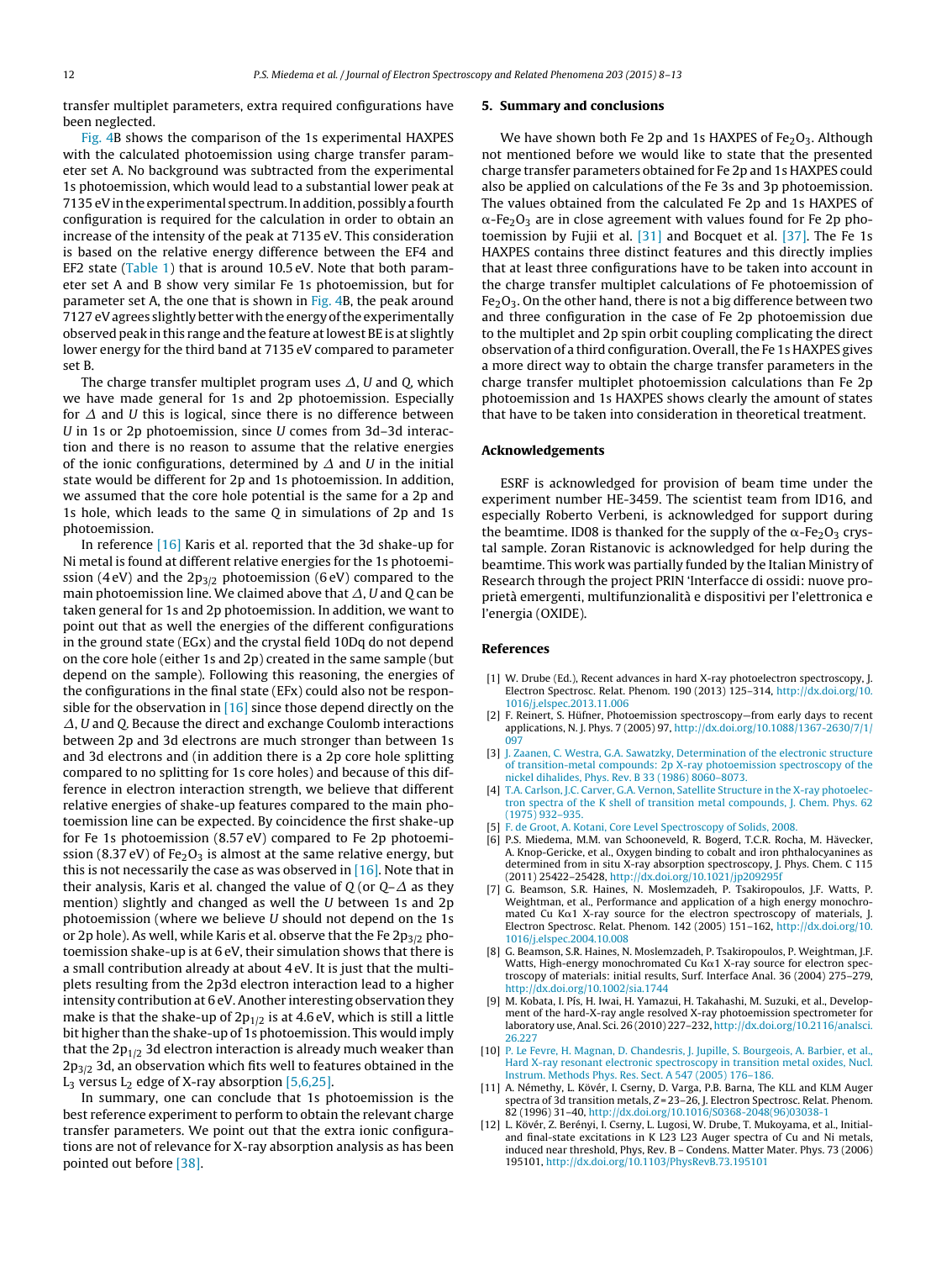transfer multiplet parameters, extra required configurations have been neglected.

Fig. 4B shows the comparison of the 1s experimental HAXPES with the calculated photoemission using charge transfer parameter set A. No background was subtracted from the experimental 1s photoemission, which would lead to a substantial lower peak at 7135 eV in the experimental spectrum. In addition, possibly a fourth configuration is required for the calculation in order to obtain an increase of the intensity of the peak at 7135 eV. This consideration is based on the relative energy difference between the EF4 and EF2 state (Table 1) that is around 10.5 eV. Note that both parameter set A and B show very similar Fe 1s photoemission, but for parameter set A, the one that is shown in Fig. 4B, the peak around 7127 eV agrees slightly better with the energy of the experimentally observed peak in this range and the feature at lowest BE is at slightly lower energy for the third band at 7135 eV compared to parameter set B.

The charge transfer multiplet program uses $\Delta$, $U$ and $Q$, which we have made general for 1s and 2p photoemission. Especially for $\Delta$ and $U$ this is logical, since there is no difference between $U$ in 1s or 2p photoemission, since $U$ comes from 3d–3d interaction and there is no reason to assume that the relative energies of the ionic configurations, determined by $\Delta$ and $U$ in the initial state would be different for 2p and 1s photoemission. In addition, we assumed that the core hole potential is the same for a 2p and 1s hole, which leads to the same $Q$ in simulations of 2p and 1s photoemission.

In reference [16] Karis et al. reported that the 3d shake-up for Ni metal is found at different relative energies for the 1s photoemission (4 eV) and the $2p_{3/2}$ photoemission (6 eV) compared to the main photoemission line. We claimed above that $\Delta$, $U$ and $Q$ can be taken general for 1s and 2p photoemission. In addition, we want to point out that as well the energies of the different configurations in the ground state (EGx) and the crystal field 10Dq do not depend on the core hole (either 1s and 2p) created in the same sample (but depend on the sample). Following this reasoning, the energies of the configurations in the final state (EFx) could also not be responsible for the observation in [16] since those depend directly on the $\Delta$, $U$ and $Q$. Because the direct and exchange Coulomb interactions between 2p and 3d electrons are much stronger than between 1s and 3d electrons and (in addition there is a 2p core hole splitting compared to no splitting for 1s core holes) and because of this difference in electron interaction strength, we believe that different relative energies of shake-up features compared to the main photoemission line can be expected. By coincidence the first shake-up for Fe 1s photoemission (8.57 eV) compared to Fe 2p photoemission (8.37 eV) of $Fe_2O_3$ is almost at the same relative energy, but this is not necessarily the case as was observed in [16]. Note that in their analysis, Karis et al. changed the value of $Q$ (or $Q$–$\Delta$ as they mention) slightly and changed as well the $U$ between 1s and 2p photoemission (where we believe $U$ should not depend on the 1s or 2p hole). As well, while Karis et al. observe that the Fe $2p_{3/2}$ photoemission shake-up is at 6 eV, their simulation shows that there is a small contribution already at about 4 eV. It is just that the multiplets resulting from the 2p3d electron interaction lead to a higher intensity contribution at 6 eV. Another interesting observation they make is that the shake-up of $2p_{1/2}$ is at 4.6 eV, which is still a little bit higher than the shake-up of 1s photoemission. This would imply that the $2p_{1/2}$ 3d electron interaction is already much weaker than $2p_{3/2}$ 3d, an observation which fits well to factors obtained in the $L_3$ versus $L_2$ edge of X-ray absorption [5,6,25].

In summary, one can conclude that 1s photoemission is the best reference experiment to perform to obtain the relevant charge transfer parameters. We point out that the extra ionic configurations are not of relevance for X-ray absorption analysis as has been pointed out before [38].

## 5. Summary and conclusions

We have shown both Fe 2p and 1s HAXPES of $Fe_2O_3$. Although not mentioned before we would like to state that the presented charge transfer parameters obtained for Fe 2p and 1s HAXPES could also be applied on calculations of the Fe 3s and 3p photoemission. The values obtained from the calculated Fe 2p and 1s HAXPES of $\alpha$-$Fe_2O_3$ are in close agreement with values found for Fe 2p photoemission by Fujii et al. [31] and Bocquet et al. [37]. The Fe 1s HAXPES contains three distinct features and this directly implies that at least three configurations have to be taken into account in the charge transfer multiplet calculations of Fe photoemission of $Fe_2O_3$. On the other hand, there is not a big difference between two and three configuration in the case of Fe 2p photoemission due to the multiplet and 2p spin orbit coupling complicating the direct observation of a third configuration. Overall, the Fe 1s HAXPES gives a more direct way to obtain the charge transfer parameters in the charge transfer multiplet photoemission calculations than Fe 2p photoemission and 1s HAXPES shows clearly the amount of states that have to be taken into consideration in theoretical treatment.

## Acknowledgements

ESRF is acknowledged for provision of beam time under the experiment number HE-3459. The scientist team from ID16, and especially Roberto Verbeni, is acknowledged for support during the beamtime. ID08 is thanked for the supply of the $\alpha$-$Fe_2O_3$ crystal sample. Zoran Ristanovic is acknowledged for help during the beamtime. This work was partially funded by the Italian Ministry of Research through the project PRIN 'Interfacce di ossidi: nuove proprietà emergenti, multifunzionalità e dispositivi per l'elettronica e l'energia (OXIDE).

## References

[1] W. Drube (Ed.), Recent advances in hard X-ray photoelectron spectroscopy, J. Electron Spectrosc. Relat. Phenom. 190 (2013) 125–314, http://dx.doi.org/10.1016/j.elspec.2013.11.006

[2] F. Reinert, S. Hüfner, Photoemission spectroscopy—from early days to recent applications, N. J. Phys. 7 (2005) 97, http://dx.doi.org/10.1088/1367-2630/7/1/097

[3] J. Zaanen, C. Westra, G.A. Sawatzky, Determination of the electronic structure of transition-metal compounds: 2p X-ray photoemission spectroscopy of the nickel dihalides, Phys. Rev. B 33 (1986) 8060–8073.

[4] T.A. Carlson, J.C. Carver, G.A. Vernon, Satellite Structure in the X-ray photoelectron spectra of the K shell of transition metal compounds, J. Chem. Phys. 62 (1975) 932–935.

[5] F. de Groot, A. Kotani, Core Level Spectroscopy of Solids, 2008.

[6] P.S. Miedema, M.M. van Schooneveld, R. Bogerd, T.C.R. Rocha, M. Hävecker, A. Knop-Gericke, et al., Oxygen binding to cobalt and iron phthalocyanines as determined from in situ X-ray absorption spectroscopy, J. Phys. Chem. C 115 (2011) 25422–25428, http://dx.doi.org/10.1021/jp209295f

[7] G. Beamson, S.R. Haines, N. Moslemzadeh, P. Tsakiropoulos, J.F. Watts, P. Weightman, et al., Performance and application of a high energy monochromated Cu Kα1 X-ray source for the electron spectroscopy of materials, J. Electron Spectrosc. Relat. Phenom. 142 (2005) 151–162, http://dx.doi.org/10.1016/j.elspec.2004.10.008

[8] G. Beamson, S.R. Haines, N. Moslemzadeh, P. Tsakiropoulos, P. Weightman, J.F. Watts, High-energy monochromated Cu Kα1 X-ray source for electron spectroscopy of materials: initial results, Surf. Interface Anal. 36 (2004) 275–279, http://dx.doi.org/10.1002/sia.1744

[9] M. Kobata, I. Pís, H. Iwai, H. Yamazui, H. Takahashi, M. Suzuki, et al., Development of the hard-X-ray angle resolved X-ray photoemission spectrometer for laboratory use, Anal. Sci. 26 (2010) 227–232, http://dx.doi.org/10.2116/analsci.26.227

[10] P. Le Fevre, H. Magnan, D. Chandesris, J. Jupille, S. Bourgeois, A. Barbier, et al., Hard X-ray resonant electronic spectroscopy in transition metal oxides, Nucl. Instrum. Methods Phys. Res. Sect. A 547 (2005) 176–186.

[11] A. Némethy, L. Kövér, I. Cserny, D. Varga, P.B. Barna, The KLL and KLM Auger spectra of 3d transition metals, $Z$ = 23–26, J. Electron Spectrosc. Relat. Phenom. 82 (1996) 31–40, http://dx.doi.org/10.1016/S0368-2048(96)03038-1

[12] L. Kövér, Z. Berényi, I. Cserny, L. Lugosi, W. Drube, T. Mukoyama, et al., Initial- and final-state excitations in K L23 L23 Auger spectra of Cu and Ni metals, induced near threshold, Phys, Rev. B – Condens. Matter Mater. Phys. 73 (2006) 195101, http://dx.doi.org/10.1103/PhysRevB.73.195101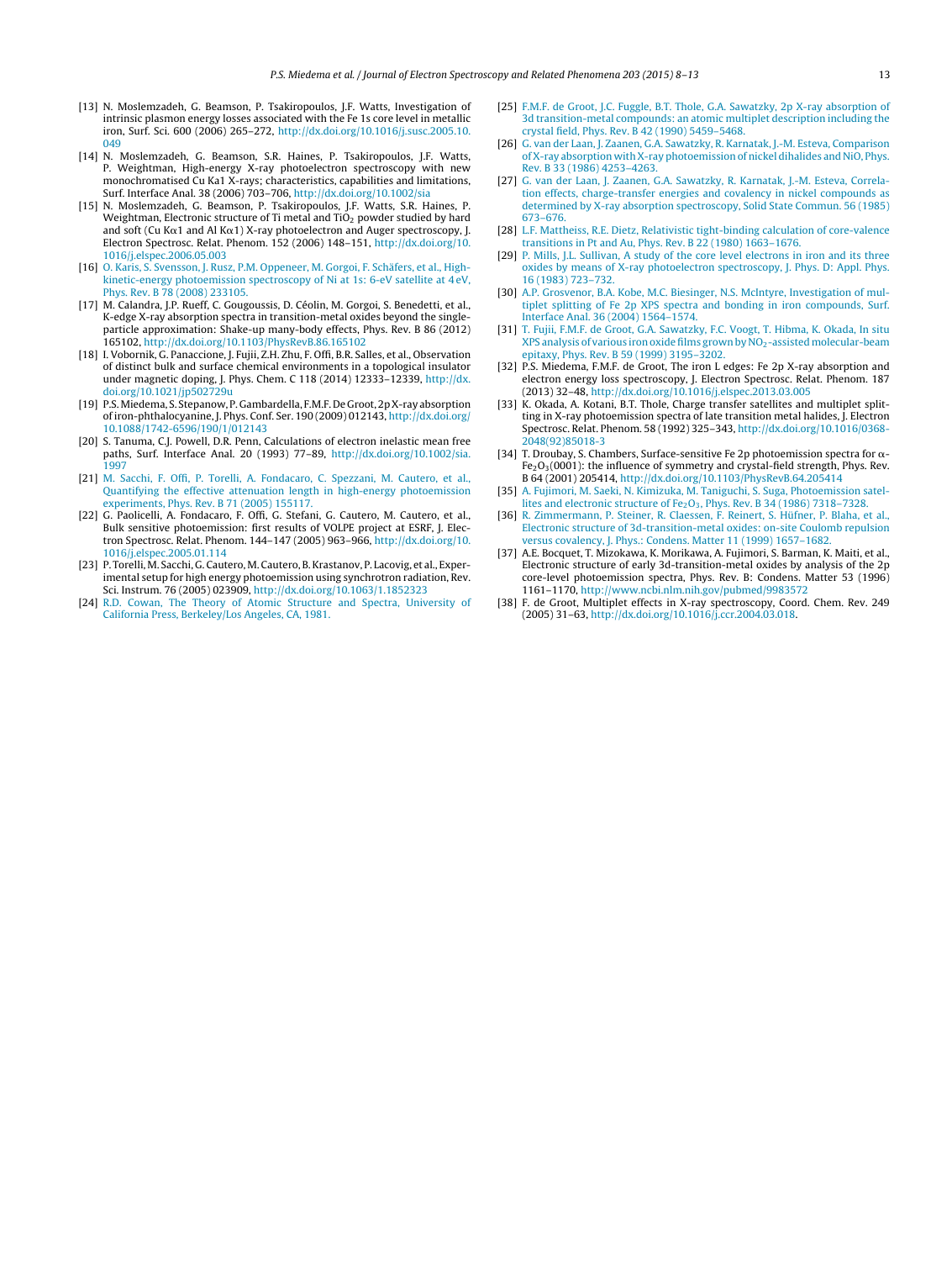[13] N. Moslemzadeh, G. Beamson, P. Tsakiropoulos, J.F. Watts, Investigation of intrinsic plasmon energy losses associated with the Fe 1s core level in metallic iron, Surf. Sci. 600 (2006) 265–272, http://dx.doi.org/10.1016/j.susc.2005.10.049

[14] N. Moslemzadeh, G. Beamson, S.R. Haines, P. Tsakiropoulos, J.F. Watts, P. Weightman, High-energy X-ray photoelectron spectroscopy with new monochromatised Cu Ka1 X-rays; characteristics, capabilities and limitations, Surf. Interface Anal. 38 (2006) 703–706, http://dx.doi.org/10.1002/sia

[15] N. Moslemzadeh, G. Beamson, P. Tsakiropoulos, J.F. Watts, S.R. Haines, P. Weightman, Electronic structure of Ti metal and $TiO_2$ powder studied by hard and soft (Cu Kα1 and Al Kα1) X-ray photoelectron and Auger spectroscopy, J. Electron Spectrosc. Relat. Phenom. 152 (2006) 148–151, http://dx.doi.org/10.1016/j.elspec.2006.05.003

[16] O. Karis, S. Svensson, J. Rusz, P.M. Oppeneer, M. Gorgoi, F. Schäfers, et al., High-kinetic-energy photoemission spectroscopy of Ni at 1s: 6-eV satellite at 4 eV, Phys. Rev. B 78 (2008) 233105.

[17] M. Calandra, J.P. Rueff, C. Gougoussis, D. Céolin, M. Gorgoi, S. Benedetti, et al., K-edge X-ray absorption spectra in transition-metal oxides beyond the single-particle approximation: Shake-up many-body effects, Phys. Rev. B 86 (2012) 165102, http://dx.doi.org/10.1103/PhysRevB.86.165102

[18] I. Vobornik, G. Panaccione, J. Fujii, Z.H. Zhu, F. Offi, B.R. Salles, et al., Observation of distinct bulk and surface chemical environments in a topological insulator under magnetic doping, J. Phys. Chem. C 118 (2014) 12333–12339, http://dx.doi.org/10.1021/jp502729u

[19] P.S. Miedema, S. Stepanow, P. Gambardella, F.M.F. De Groot, 2p X-ray absorption of iron-phthalocyanine, J. Phys. Conf. Ser. 190 (2009) 012143, http://dx.doi.org/10.1088/1742-6596/190/1/012143

[20] S. Tanuma, C.J. Powell, D.R. Penn, Calculations of electron inelastic mean free paths, Surf. Interface Anal. 20 (1993) 77–89, http://dx.doi.org/10.1002/sia.1997

[21] M. Sacchi, F. Offi, P. Torelli, A. Fondacaro, C. Spezzani, M. Cautero, et al., Quantifying the effective attenuation length in high-energy photoemission experiments, Phys. Rev. B 71 (2005) 155117.

[22] G. Paolicelli, A. Fondacaro, F. Offi, G. Stefani, G. Cautero, M. Cautero, et al., Bulk sensitive photoemission: first results of VOLPE project at ESRF, J. Electron Spectrosc. Relat. Phenom. 144–147 (2005) 963–966, http://dx.doi.org/10.1016/j.elspec.2005.01.114

[23] P. Torelli, M. Sacchi, G. Cautero, M. Cautero, B. Krastanov, P. Lacovig, et al., Experimental setup for high energy photoemission using synchrotron radiation, Rev. Sci. Instrum. 76 (2005) 023909, http://dx.doi.org/10.1063/1.1852323

[24] R.D. Cowan, The Theory of Atomic Structure and Spectra, University of California Press, Berkeley/Los Angeles, CA, 1981.

[25] F.M.F. de Groot, J.C. Fuggle, B.T. Thole, G.A. Sawatzky, 2p X-ray absorption of 3d transition-metal compounds: an atomic multiplet description including the crystal field, Phys. Rev. B 42 (1990) 5459–5468.

[26] G. van der Laan, J. Zaanen, G.A. Sawatzky, R. Karnatak, J.-M. Esteva, Comparison of X-ray absorption with X-ray photoemission of nickel dihalides and NiO, Phys. Rev. B 33 (1986) 4253–4263.

[27] G. van der Laan, J. Zaanen, G.A. Sawatzky, R. Karnatak, J.-M. Esteva, Correlation effects, charge-transfer energies and covalency in nickel compounds as determined by X-ray absorption spectroscopy, Solid State Commun. 56 (1985) 673–676.

[28] L.F. Mattheiss, R.E. Dietz, Relativistic tight-binding calculation of core-valence transitions in Pt and Au, Phys. Rev. B 22 (1980) 1663–1676.

[29] P. Mills, J.L. Sullivan, A study of the core level electrons in iron and its three oxides by means of X-ray photoelectron spectroscopy, J. Phys. D: Appl. Phys. 16 (1983) 723–732.

[30] A.P. Grosvenor, B.A. Kobe, M.C. Biesinger, N.S. McIntyre, Investigation of multiplet splitting of Fe 2p XPS spectra and bonding in iron compounds, Surf. Interface Anal. 36 (2004) 1564–1574.

[31] T. Fujii, F.M.F. de Groot, G.A. Sawatzky, F.C. Voogt, T. Hibma, K. Okada, In situ XPS analysis of various iron oxide films grown by $NO_2$-assisted molecular-beam epitaxy, Phys. Rev. B 59 (1999) 3195–3202.

[32] P.S. Miedema, F.M.F. de Groot, The iron L edges: Fe 2p X-ray absorption and electron energy loss spectroscopy, J. Electron Spectrosc. Relat. Phenom. 187 (2013) 32–48, http://dx.doi.org/10.1016/j.elspec.2013.03.005

[33] K. Okada, A. Kotani, B.T. Thole, Charge transfer satellites and multiplet splitting in X-ray photoemission spectra of late transition metal halides, J. Electron Spectrosc. Relat. Phenom. 58 (1992) 325–343, http://dx.doi.org/10.1016/0368-2048(92)85018-3

[34] T. Droubay, S. Chambers, Surface-sensitive Fe 2p photoemission spectra for α-$Fe_2O_3$(0001): the influence of symmetry and crystal-field strength, Phys. Rev. B 64 (2001) 205414, http://dx.doi.org/10.1103/PhysRevB.64.205414

[35] A. Fujimori, M. Saeki, N. Kimizuka, M. Taniguchi, S. Suga, Photoemission satellites and electronic structure of $Fe_2O_3$, Phys. Rev. B 34 (1986) 7318–7328.

[36] R. Zimmermann, P. Steiner, R. Claessen, F. Reinert, S. Hüfner, P. Blaha, et al., Electronic structure of 3d-transition-metal oxides: on-site Coulomb repulsion versus covalency, J. Phys.: Condens. Matter 11 (1999) 1657–1682.

[37] A.E. Bocquet, T. Mizokawa, K. Morikawa, A. Fujimori, S. Barman, K. Maiti, et al., Electronic structure of early 3d-transition-metal oxides by analysis of the 2p core-level photoemission spectra, Phys. Rev. B: Condens. Matter 53 (1996) 1161–1170, http://www.ncbi.nlm.nih.gov/pubmed/9983572

[38] F. de Groot, Multiplet effects in X-ray spectroscopy, Coord. Chem. Rev. 249 (2005) 31–63, http://dx.doi.org/10.1016/j.ccr.2004.03.018.